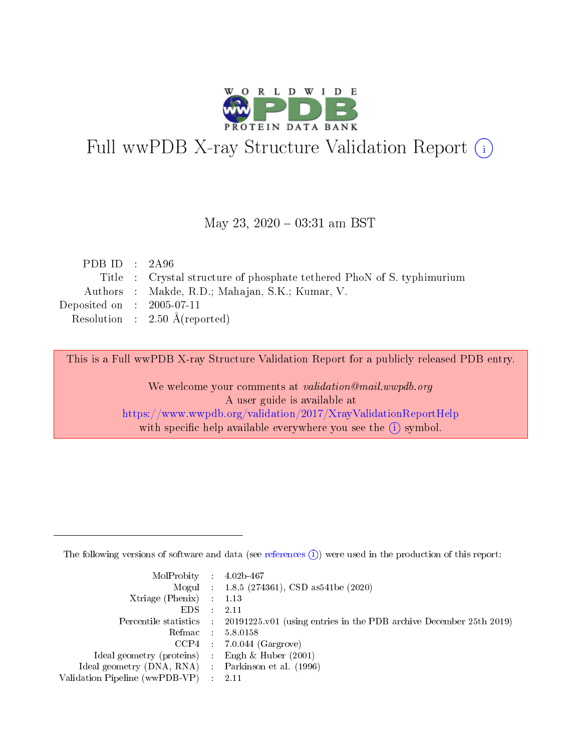# Full wwPDB X-ray Structure Validation Report (i)

May 23, 2020 – 03:31 am BST

| | | |
|---|---|---|
| PDB ID | : | 2A96 |
| Title | : | Crystal structure of phosphate tethered PhoN of S. typhimurium |
| Authors | : | Makde, R.D.; Mahajan, S.K.; Kumar, V. |
| Deposited on | : | 2005-07-11 |
| Resolution | : | 2.50 Å(reported) |

This is a Full wwPDB X-ray Structure Validation Report for a publicly released PDB entry.

We welcome your comments at *validation@mail.wwpdb.org*
A user guide is available at
https://www.wwpdb.org/validation/2017/XrayValidationReportHelp
with specific help available everywhere you see the (i) symbol.

---

The following versions of software and data (see references (i)) were used in the production of this report:

| | | |
|---|---|---|
| MolProbity | : | 4.02b-467 |
| Mogul | : | 1.8.5 (274361), CSD as541be (2020) |
| Xtriage (Phenix) | : | 1.13 |
| EDS | : | 2.11 |
| Percentile statistics | : | 20191225.v01 (using entries in the PDB archive December 25th 2019) |
| Refmac | : | 5.8.0158 |
| CCP4 | : | 7.0.044 (Gargrove) |
| Ideal geometry (proteins) | : | Engh & Huber (2001) |
| Ideal geometry (DNA, RNA) | : | Parkinson et al. (1996) |
| Validation Pipeline (wwPDB-VP) | : | 2.11 |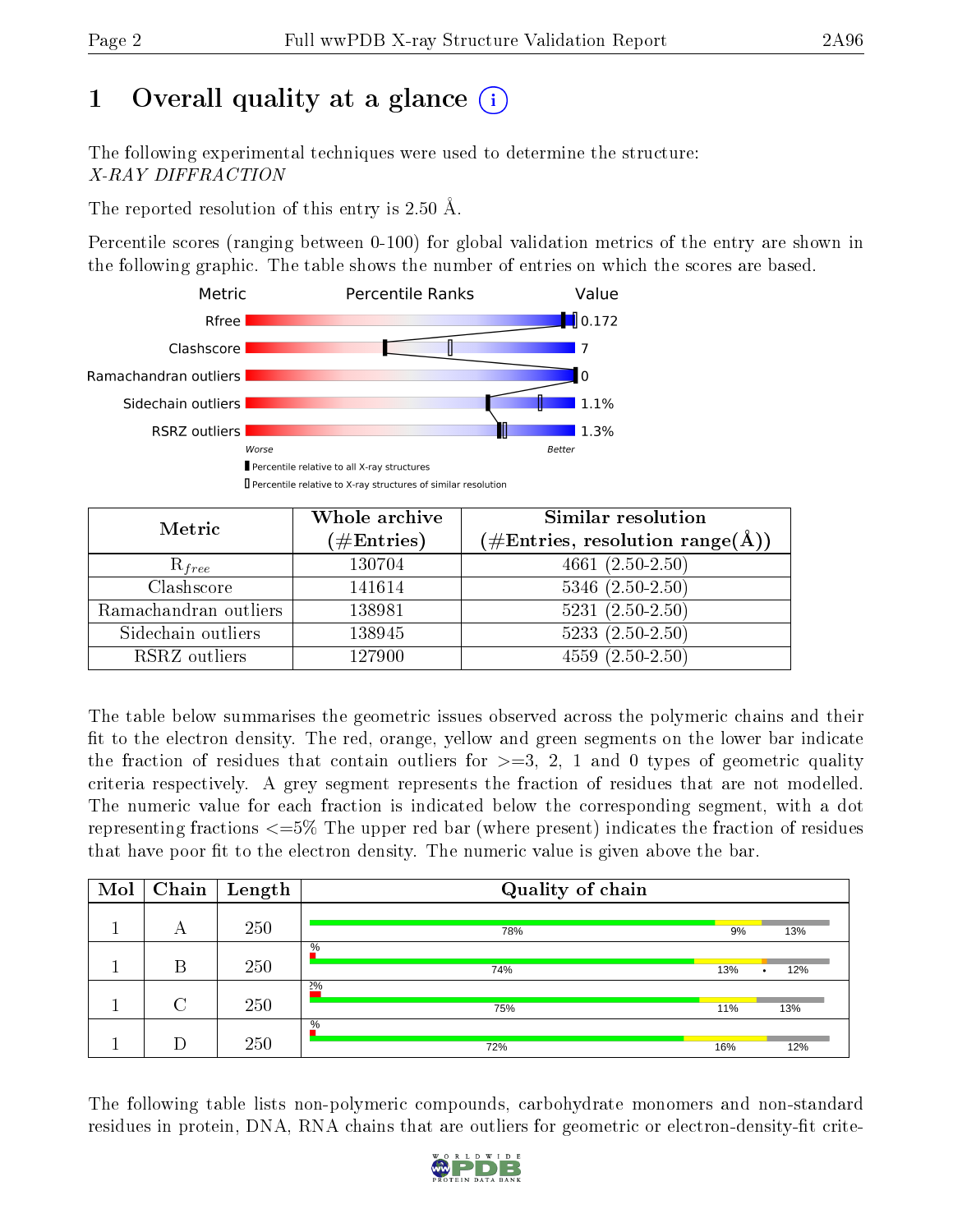# 1 Overall quality at a glance (i)

The following experimental techniques were used to determine the structure:
*X-RAY DIFFRACTION*

The reported resolution of this entry is 2.50 Å.

Percentile scores (ranging between 0-100) for global validation metrics of the entry are shown in the following graphic. The table shows the number of entries on which the scores are based.

Metric
Percentile Ranks
Value
Rfree 0.172
Clashscore 7
Ramachandran outliers 0
Sidechain outliers 1.1%
RSRZ outliers 1.3%
Worse
Better
Percentile relative to all X-ray structures
Percentile relative to X-ray structures of similar resolution

| Metric | Whole archive (#Entries) | Similar resolution (#Entries, resolution range(Å)) |
|---|---|---|
| $R_{free}$ | 130704 | 4661 (2.50-2.50) |
| Clashscore | 141614 | 5346 (2.50-2.50) |
| Ramachandran outliers | 138981 | 5231 (2.50-2.50) |
| Sidechain outliers | 138945 | 5233 (2.50-2.50) |
| RSRZ outliers | 127900 | 4559 (2.50-2.50) |

The table below summarises the geometric issues observed across the polymeric chains and their fit to the electron density. The red, orange, yellow and green segments on the lower bar indicate the fraction of residues that contain outliers for >=3, 2, 1 and 0 types of geometric quality criteria respectively. A grey segment represents the fraction of residues that are not modelled. The numeric value for each fraction is indicated below the corresponding segment, with a dot representing fractions <=5% The upper red bar (where present) indicates the fraction of residues that have poor fit to the electron density. The numeric value is given above the bar.

| Mol | Chain | Length | Quality of chain |
|---|---|---|---|
| 1 | A | 250 | 78% 9% 13% |
| 1 | B | 250 | % 74% 13% • 12% |
| 1 | C | 250 | 2% 75% 11% 13% |
| 1 | D | 250 | % 72% 16% 12% |

The following table lists non-polymeric compounds, carbohydrate monomers and non-standard residues in protein, DNA, RNA chains that are outliers for geometric or electron-density-fit crite-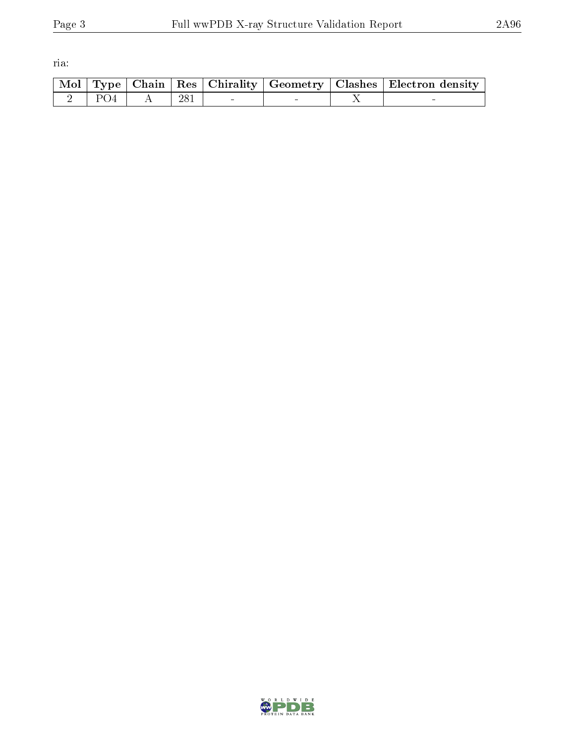ria:

| Mol | Type | Chain | Res | Chirality | Geometry | Clashes | Electron density |
|---|---|---|---|---|---|---|---|
| 2 | PO4 | A | 281 | - | - | X | - |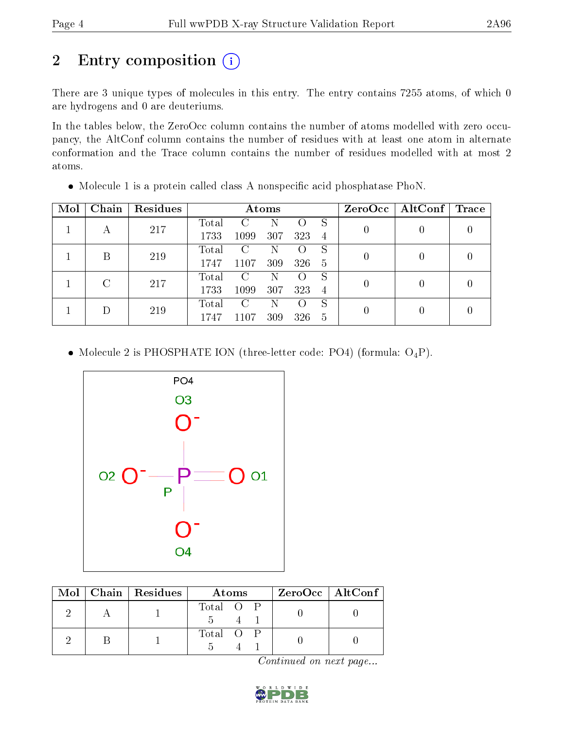## 2 Entry composition (i)

There are 3 unique types of molecules in this entry. The entry contains 7255 atoms, of which 0 are hydrogens and 0 are deuteriums.

In the tables below, the ZeroOcc column contains the number of atoms modelled with zero occupancy, the AltConf column contains the number of residues with at least one atom in alternate conformation and the Trace column contains the number of residues modelled with at most 2 atoms.

- Molecule 1 is a protein called class A nonspecific acid phosphatase PhoN.

| Mol | Chain | Residues | Atoms | | | | | ZeroOcc | AltConf | Trace |
|---|---|---|---|---|---|---|---|---|---|---|
| 1 | A | 217 | Total 1733 | C 1099 | N 307 | O 323 | S 4 | 0 | 0 | 0 |
| 1 | B | 219 | Total 1747 | C 1107 | N 309 | O 326 | S 5 | 0 | 0 | 0 |
| 1 | C | 217 | Total 1733 | C 1099 | N 307 | O 323 | S 4 | 0 | 0 | 0 |
| 1 | D | 219 | Total 1747 | C 1107 | N 309 | O 326 | S 5 | 0 | 0 | 0 |

- Molecule 2 is PHOSPHATE ION (three-letter code: PO4) (formula: $O_4P$).

PO4

O3

$O^-$

O2 $O^-$ — P = O O1

P

$O^-$

O4

| Mol | Chain | Residues | Atoms | | | ZeroOcc | AltConf |
|---|---|---|---|---|---|---|---|
| 2 | A | 1 | Total 5 | O 4 | P 1 | 0 | 0 |
| 2 | B | 1 | Total 5 | O 4 | P 1 | 0 | 0 |

*Continued on next page...*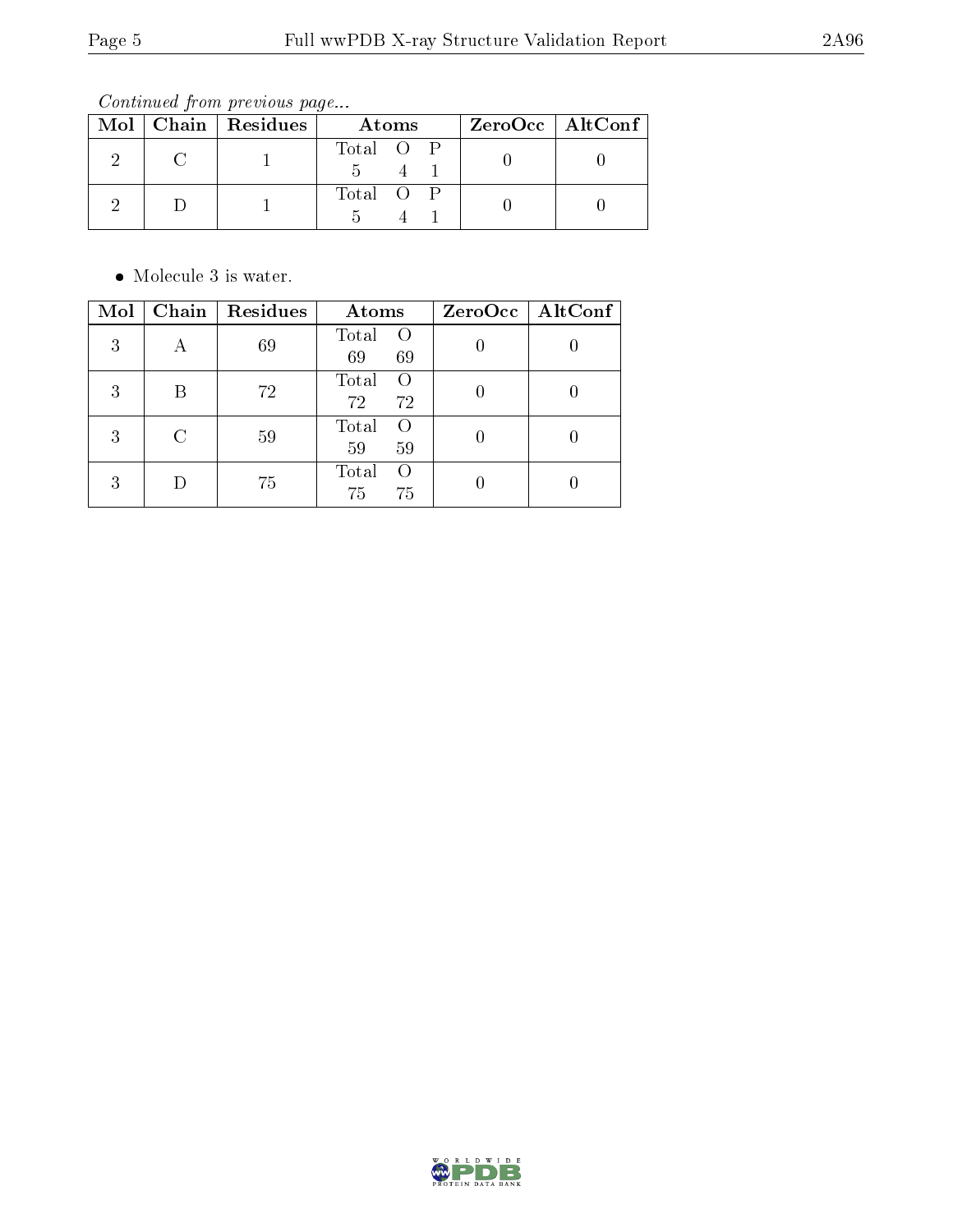*Continued from previous page...*

| Mol | Chain | Residues | Atoms | ZeroOcc | AltConf |
|---|---|---|---|---|---|
| 2 | C | 1 | Total O P<br>5 4 1 | 0 | 0 |
| 2 | D | 1 | Total O P<br>5 4 1 | 0 | 0 |

- Molecule 3 is water.

| Mol | Chain | Residues | Atoms | ZeroOcc | AltConf |
|---|---|---|---|---|---|
| 3 | A | 69 | Total O<br>69 69 | 0 | 0 |
| 3 | B | 72 | Total O<br>72 72 | 0 | 0 |
| 3 | C | 59 | Total O<br>59 59 | 0 | 0 |
| 3 | D | 75 | Total O<br>75 75 | 0 | 0 |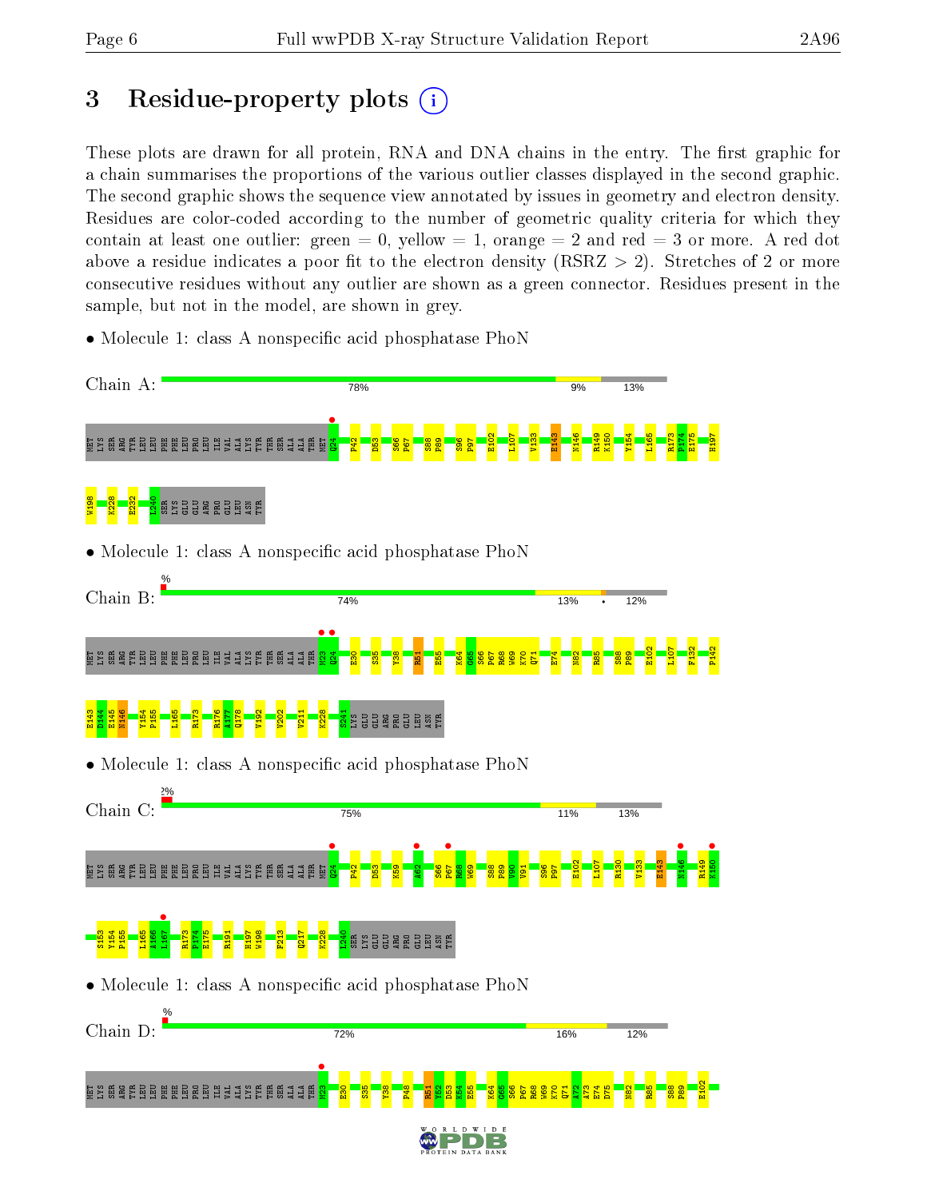# 3 Residue-property plots

These plots are drawn for all protein, RNA and DNA chains in the entry. The first graphic for a chain summarises the proportions of the various outlier classes displayed in the second graphic. The second graphic shows the sequence view annotated by issues in geometry and electron density. Residues are color-coded according to the number of geometric quality criteria for which they contain at least one outlier: green = 0, yellow = 1, orange = 2 and red = 3 or more. A red dot above a residue indicates a poor fit to the electron density (RSRZ > 2). Stretches of 2 or more consecutive residues without any outlier are shown as a green connector. Residues present in the sample, but not in the model, are shown in grey.

- Molecule 1: class A nonspecific acid phosphatase PhoN

Chain A:

78%

9%

13%

MET LYS SER ARG TYR LEU LEU PHE PHE LEU PRO LEU ILE VAL ALA LYS TYR THR SER ALA ALA THR MET Q24 P42 D53 S66 P67 S88 P89 S96 P97 E102 L107 V133 E143 N146 R149 K150 Y154 L165 R173 P174 E175 H197 W198 K228 E232 I240 SER LYS GLU GLU ARG PRO GLU LEU ASN TYR

- Molecule 1: class A nonspecific acid phosphatase PhoN

Chain B:

%

74%

13%

•

12%

MET LYS SER ARG TYR LEU LEU PHE PHE LEU PRO LEU ILE VAL ALA LYS TYR THR SER ALA ALA THR M23 Q24 E30 S35 Y38 R51 E55 K64 G65 S66 P67 R68 W69 K70 Q71 E74 N82 R85 S88 P89 E102 L107 F132 P142 E143 D144 E145 N146 Y154 P155 L165 R173 R176 A177 Q178 V192 V202 V211 K228 S241 LYS GLU GLU ARG PRO GLU LEU ASN TYR

- Molecule 1: class A nonspecific acid phosphatase PhoN

Chain C:

2%

75%

11%

13%

MET LYS SER ARG TYR LEU LEU PHE PHE LEU PRO LEU ILE VAL ALA LYS TYR THR SER ALA ALA THR MET Q24 P42 D53 K59 A62 S66 P67 R68 W69 S88 P89 V90 V91 S96 P97 E102 L107 R130 V133 E143 N146 R149 K150 S153 Y154 P155 L165 A166 L167 R173 P174 E175 R191 H197 W198 F213 Q217 K228 I240 SER LYS GLU GLU ARG PRO GLU LEU ASN TYR

- Molecule 1: class A nonspecific acid phosphatase PhoN

Chain D:

%

72%

16%

12%

MET LYS SER ARG TYR LEU LEU PHE PHE LEU PRO LEU ILE VAL ALA LYS TYR THR SER ALA ALA THR M23 E30 S35 Y38 P48 R51 Y52 D53 K54 E55 K64 G65 S66 P67 R68 W69 K70 Q71 A72 A73 E74 D75 N82 R85 S88 P89 E102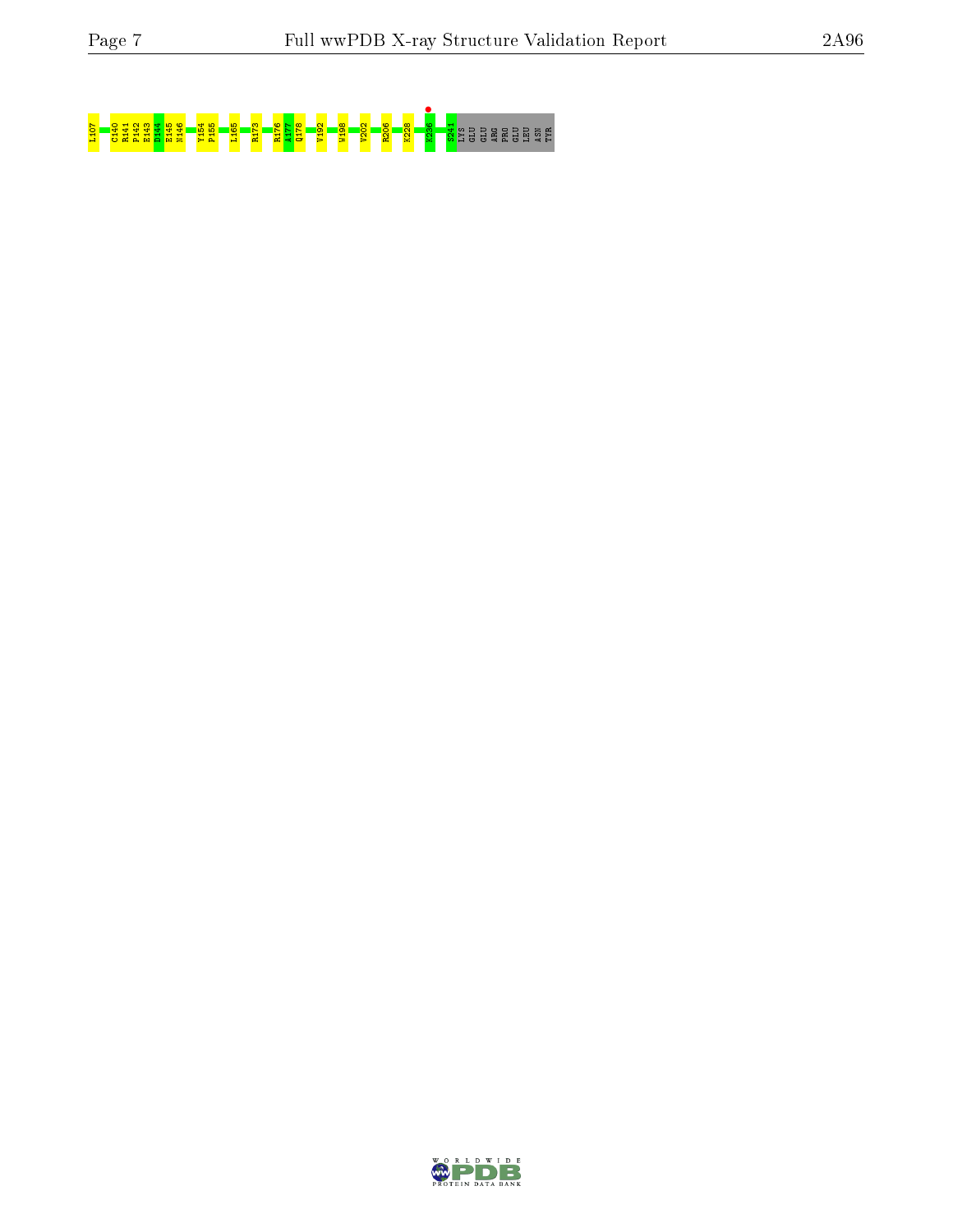L107
C140
R141
P142
E143
D144
E145
N146
Y154
P155
L165
R173
R176
A177
Q178
V192
W198
V202
R206
K228
K236
S241
LYS
GLU
GLU
ARG
PRO
GLU
LEU
ASN
TYR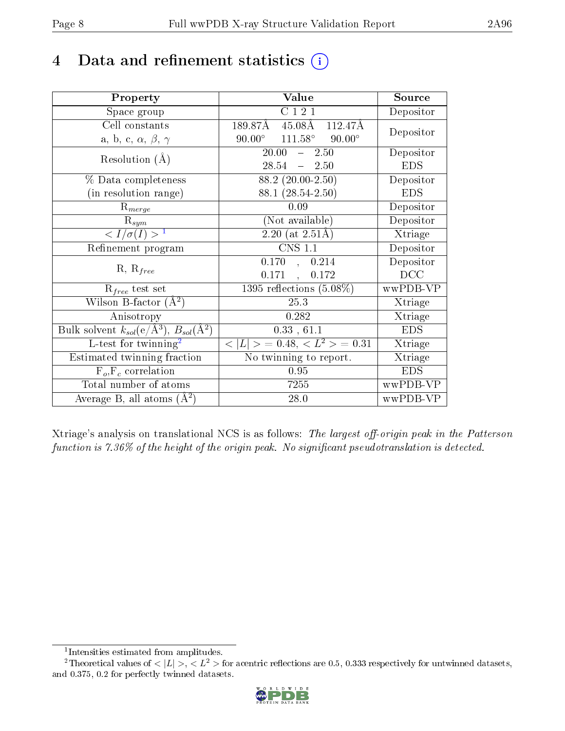# 4 Data and refinement statistics (i)

| Property | Value | Source |
|---|---|---|
| Space group | C 1 2 1 | Depositor |
| Cell constants<br>a, b, c, $\alpha$, $\beta$, $\gamma$ | 189.87Å 45.08Å 112.47Å<br>90.00° 111.58° 90.00° | Depositor |
| Resolution (Å) | 20.00 – 2.50<br>28.54 – 2.50 | Depositor<br>EDS |
| % Data completeness<br>(in resolution range) | 88.2 (20.00-2.50)<br>88.1 (28.54-2.50) | Depositor<br>EDS |
| $R_{merge}$ | 0.09 | Depositor |
| $R_{sym}$ | (Not available) | Depositor |
| $< I/\sigma(I) >$ [1] | 2.20 (at 2.51Å) | Xtriage |
| Refinement program | CNS 1.1 | Depositor |
| R, $R_{free}$ | 0.170 , 0.214<br>0.171 , 0.172 | Depositor<br>DCC |
| $R_{free}$ test set | 1395 reflections (5.08%) | wwPDB-VP |
| Wilson B-factor (Å$^2$) | 25.3 | Xtriage |
| Anisotropy | 0.282 | Xtriage |
| Bulk solvent $k_{sol}$(e/Å$^3$), $B_{sol}$(Å$^2$) | 0.33 , 61.1 | EDS |
| L-test for twinning[2] | $< \|L\| >$ = 0.48, $< L^2 >$ = 0.31 | Xtriage |
| Estimated twinning fraction | No twinning to report. | Xtriage |
| $F_o$,$F_c$ correlation | 0.95 | EDS |
| Total number of atoms | 7255 | wwPDB-VP |
| Average B, all atoms (Å$^2$) | 28.0 | wwPDB-VP |

Xtriage's analysis on translational NCS is as follows: *The largest off-origin peak in the Patterson function is 7.36% of the height of the origin peak. No significant pseudotranslation is detected.*

[1] Intensities estimated from amplitudes.

[2] Theoretical values of $< |L| >$, $< L^2 >$ for acentric reflections are 0.5, 0.333 respectively for untwinned datasets, and 0.375, 0.2 for perfectly twinned datasets.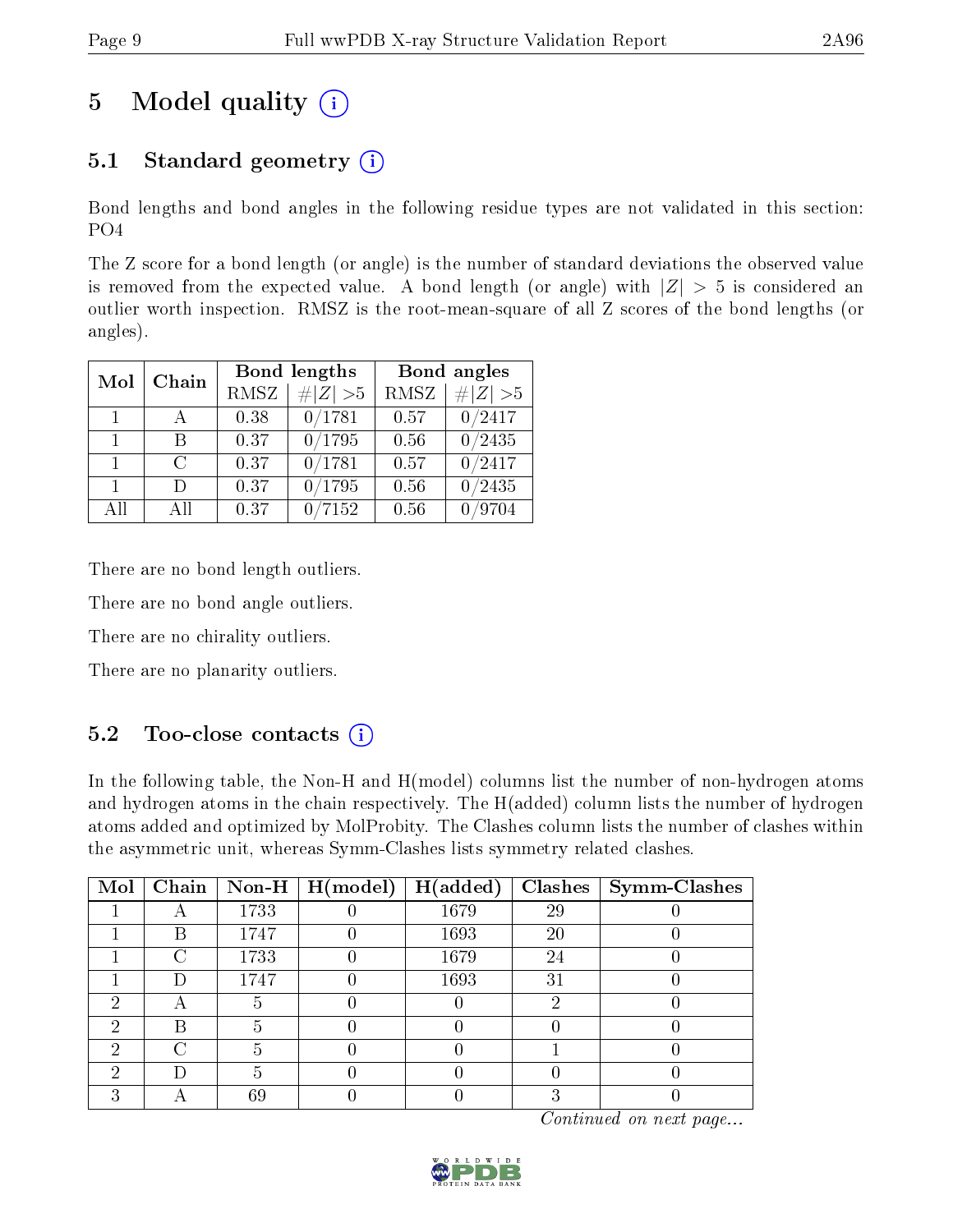# 5 Model quality

## 5.1 Standard geometry

Bond lengths and bond angles in the following residue types are not validated in this section: PO4

The Z score for a bond length (or angle) is the number of standard deviations the observed value is removed from the expected value. A bond length (or angle) with $|Z| > 5$ is considered an outlier worth inspection. RMSZ is the root-mean-square of all Z scores of the bond lengths (or angles).

| Mol | Chain | Bond lengths | | Bond angles | |
|---|---|---|---|---|---|
| | | RMSZ | $\#\|Z\| > 5$ | RMSZ | $\#\|Z\| > 5$ |
| 1 | A | 0.38 | 0/1781 | 0.57 | 0/2417 |
| 1 | B | 0.37 | 0/1795 | 0.56 | 0/2435 |
| 1 | C | 0.37 | 0/1781 | 0.57 | 0/2417 |
| 1 | D | 0.37 | 0/1795 | 0.56 | 0/2435 |
| All | All | 0.37 | 0/7152 | 0.56 | 0/9704 |

There are no bond length outliers.

There are no bond angle outliers.

There are no chirality outliers.

There are no planarity outliers.

## 5.2 Too-close contacts

In the following table, the Non-H and H(model) columns list the number of non-hydrogen atoms and hydrogen atoms in the chain respectively. The H(added) column lists the number of hydrogen atoms added and optimized by MolProbity. The Clashes column lists the number of clashes within the asymmetric unit, whereas Symm-Clashes lists symmetry related clashes.

| Mol | Chain | Non-H | H(model) | H(added) | Clashes | Symm-Clashes |
|---|---|---|---|---|---|---|
| 1 | A | 1733 | 0 | 1679 | 29 | 0 |
| 1 | B | 1747 | 0 | 1693 | 20 | 0 |
| 1 | C | 1733 | 0 | 1679 | 24 | 0 |
| 1 | D | 1747 | 0 | 1693 | 31 | 0 |
| 2 | A | 5 | 0 | 0 | 2 | 0 |
| 2 | B | 5 | 0 | 0 | 0 | 0 |
| 2 | C | 5 | 0 | 0 | 1 | 0 |
| 2 | D | 5 | 0 | 0 | 0 | 0 |
| 3 | A | 69 | 0 | 0 | 3 | 0 |

*Continued on next page...*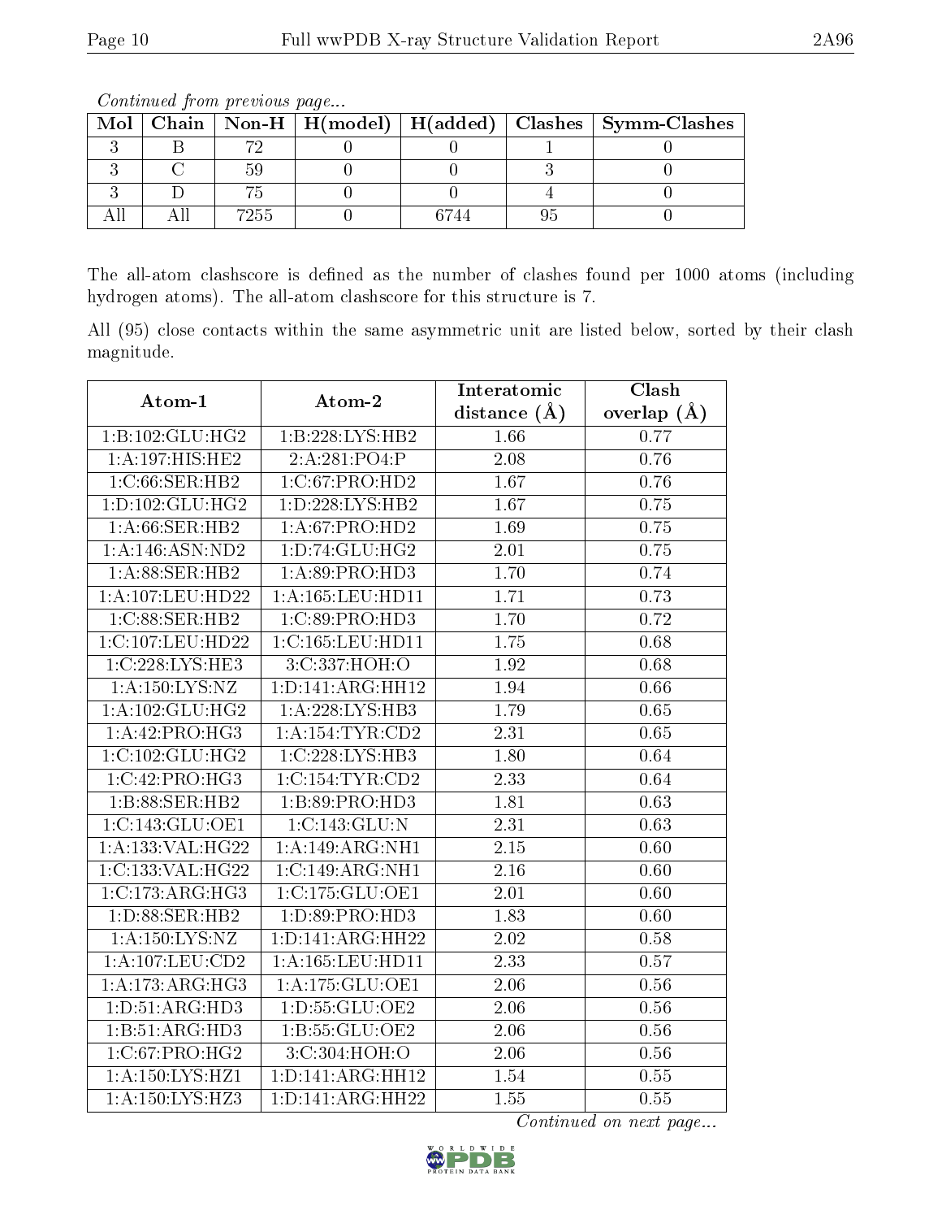*Continued from previous page...*

| Mol | Chain | Non-H | H(model) | H(added) | Clashes | Symm-Clashes |
|---|---|---|---|---|---|---|
| 3 | B | 72 | 0 | 0 | 1 | 0 |
| 3 | C | 59 | 0 | 0 | 3 | 0 |
| 3 | D | 75 | 0 | 0 | 4 | 0 |
| All | All | 7255 | 0 | 6744 | 95 | 0 |

The all-atom clashscore is defined as the number of clashes found per 1000 atoms (including hydrogen atoms). The all-atom clashscore for this structure is 7.

All (95) close contacts within the same asymmetric unit are listed below, sorted by their clash magnitude.

| Atom-1 | Atom-2 | Interatomic distance (Å) | Clash overlap (Å) |
|---|---|---|---|
| 1:B:102:GLU:HG2 | 1:B:228:LYS:HB2 | 1.66 | 0.77 |
| 1:A:197:HIS:HE2 | 2:A:281:PO4:P | 2.08 | 0.76 |
| 1:C:66:SER:HB2 | 1:C:67:PRO:HD2 | 1.67 | 0.76 |
| 1:D:102:GLU:HG2 | 1:D:228:LYS:HB2 | 1.67 | 0.75 |
| 1:A:66:SER:HB2 | 1:A:67:PRO:HD2 | 1.69 | 0.75 |
| 1:A:146:ASN:ND2 | 1:D:74:GLU:HG2 | 2.01 | 0.75 |
| 1:A:88:SER:HB2 | 1:A:89:PRO:HD3 | 1.70 | 0.74 |
| 1:A:107:LEU:HD22 | 1:A:165:LEU:HD11 | 1.71 | 0.73 |
| 1:C:88:SER:HB2 | 1:C:89:PRO:HD3 | 1.70 | 0.72 |
| 1:C:107:LEU:HD22 | 1:C:165:LEU:HD11 | 1.75 | 0.68 |
| 1:C:228:LYS:HE3 | 3:C:337:HOH:O | 1.92 | 0.68 |
| 1:A:150:LYS:NZ | 1:D:141:ARG:HH12 | 1.94 | 0.66 |
| 1:A:102:GLU:HG2 | 1:A:228:LYS:HB3 | 1.79 | 0.65 |
| 1:A:42:PRO:HG3 | 1:A:154:TYR:CD2 | 2.31 | 0.65 |
| 1:C:102:GLU:HG2 | 1:C:228:LYS:HB3 | 1.80 | 0.64 |
| 1:C:42:PRO:HG3 | 1:C:154:TYR:CD2 | 2.33 | 0.64 |
| 1:B:88:SER:HB2 | 1:B:89:PRO:HD3 | 1.81 | 0.63 |
| 1:C:143:GLU:OE1 | 1:C:143:GLU:N | 2.31 | 0.63 |
| 1:A:133:VAL:HG22 | 1:A:149:ARG:NH1 | 2.15 | 0.60 |
| 1:C:133:VAL:HG22 | 1:C:149:ARG:NH1 | 2.16 | 0.60 |
| 1:C:173:ARG:HG3 | 1:C:175:GLU:OE1 | 2.01 | 0.60 |
| 1:D:88:SER:HB2 | 1:D:89:PRO:HD3 | 1.83 | 0.60 |
| 1:A:150:LYS:NZ | 1:D:141:ARG:HH22 | 2.02 | 0.58 |
| 1:A:107:LEU:CD2 | 1:A:165:LEU:HD11 | 2.33 | 0.57 |
| 1:A:173:ARG:HG3 | 1:A:175:GLU:OE1 | 2.06 | 0.56 |
| 1:D:51:ARG:HD3 | 1:D:55:GLU:OE2 | 2.06 | 0.56 |
| 1:B:51:ARG:HD3 | 1:B:55:GLU:OE2 | 2.06 | 0.56 |
| 1:C:67:PRO:HG2 | 3:C:304:HOH:O | 2.06 | 0.56 |
| 1:A:150:LYS:HZ1 | 1:D:141:ARG:HH12 | 1.54 | 0.55 |
| 1:A:150:LYS:HZ3 | 1:D:141:ARG:HH22 | 1.55 | 0.55 |

*Continued on next page...*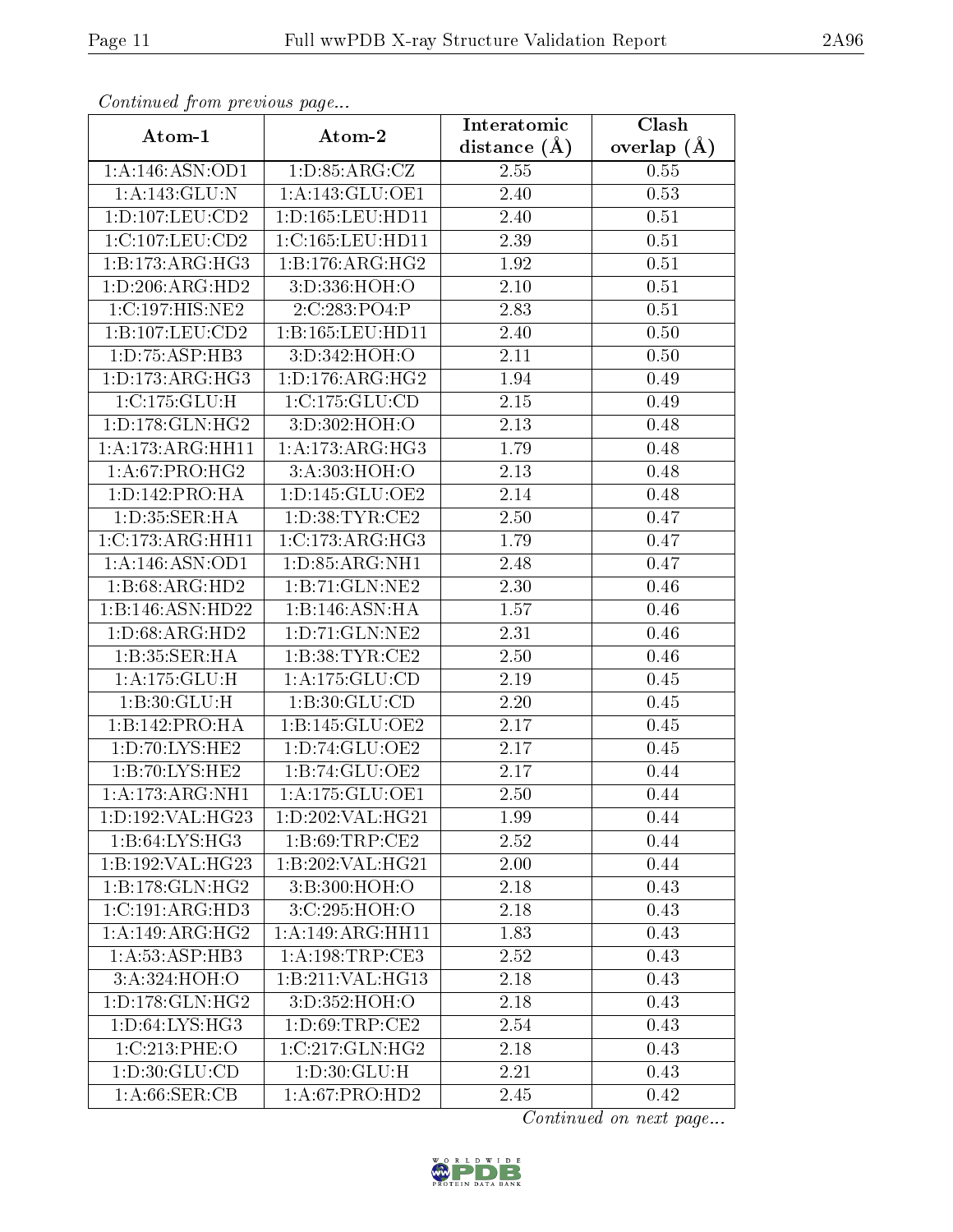*Continued from previous page...*

| Atom-1 | Atom-2 | Interatomic distance (Å) | Clash overlap (Å) |
|---|---|---|---|
| 1:A:146:ASN:OD1 | 1:D:85:ARG:CZ | 2.55 | 0.55 |
| 1:A:143:GLU:N | 1:A:143:GLU:OE1 | 2.40 | 0.53 |
| 1:D:107:LEU:CD2 | 1:D:165:LEU:HD11 | 2.40 | 0.51 |
| 1:C:107:LEU:CD2 | 1:C:165:LEU:HD11 | 2.39 | 0.51 |
| 1:B:173:ARG:HG3 | 1:B:176:ARG:HG2 | 1.92 | 0.51 |
| 1:D:206:ARG:HD2 | 3:D:336:HOH:O | 2.10 | 0.51 |
| 1:C:197:HIS:NE2 | 2:C:283:PO4:P | 2.83 | 0.51 |
| 1:B:107:LEU:CD2 | 1:B:165:LEU:HD11 | 2.40 | 0.50 |
| 1:D:75:ASP:HB3 | 3:D:342:HOH:O | 2.11 | 0.50 |
| 1:D:173:ARG:HG3 | 1:D:176:ARG:HG2 | 1.94 | 0.49 |
| 1:C:175:GLU:H | 1:C:175:GLU:CD | 2.15 | 0.49 |
| 1:D:178:GLN:HG2 | 3:D:302:HOH:O | 2.13 | 0.48 |
| 1:A:173:ARG:HH11 | 1:A:173:ARG:HG3 | 1.79 | 0.48 |
| 1:A:67:PRO:HG2 | 3:A:303:HOH:O | 2.13 | 0.48 |
| 1:D:142:PRO:HA | 1:D:145:GLU:OE2 | 2.14 | 0.48 |
| 1:D:35:SER:HA | 1:D:38:TYR:CE2 | 2.50 | 0.47 |
| 1:C:173:ARG:HH11 | 1:C:173:ARG:HG3 | 1.79 | 0.47 |
| 1:A:146:ASN:OD1 | 1:D:85:ARG:NH1 | 2.48 | 0.47 |
| 1:B:68:ARG:HD2 | 1:B:71:GLN:NE2 | 2.30 | 0.46 |
| 1:B:146:ASN:HD22 | 1:B:146:ASN:HA | 1.57 | 0.46 |
| 1:D:68:ARG:HD2 | 1:D:71:GLN:NE2 | 2.31 | 0.46 |
| 1:B:35:SER:HA | 1:B:38:TYR:CE2 | 2.50 | 0.46 |
| 1:A:175:GLU:H | 1:A:175:GLU:CD | 2.19 | 0.45 |
| 1:B:30:GLU:H | 1:B:30:GLU:CD | 2.20 | 0.45 |
| 1:B:142:PRO:HA | 1:B:145:GLU:OE2 | 2.17 | 0.45 |
| 1:D:70:LYS:HE2 | 1:D:74:GLU:OE2 | 2.17 | 0.45 |
| 1:B:70:LYS:HE2 | 1:B:74:GLU:OE2 | 2.17 | 0.44 |
| 1:A:173:ARG:NH1 | 1:A:175:GLU:OE1 | 2.50 | 0.44 |
| 1:D:192:VAL:HG23 | 1:D:202:VAL:HG21 | 1.99 | 0.44 |
| 1:B:64:LYS:HG3 | 1:B:69:TRP:CE2 | 2.52 | 0.44 |
| 1:B:192:VAL:HG23 | 1:B:202:VAL:HG21 | 2.00 | 0.44 |
| 1:B:178:GLN:HG2 | 3:B:300:HOH:O | 2.18 | 0.43 |
| 1:C:191:ARG:HD3 | 3:C:295:HOH:O | 2.18 | 0.43 |
| 1:A:149:ARG:HG2 | 1:A:149:ARG:HH11 | 1.83 | 0.43 |
| 1:A:53:ASP:HB3 | 1:A:198:TRP:CE3 | 2.52 | 0.43 |
| 3:A:324:HOH:O | 1:B:211:VAL:HG13 | 2.18 | 0.43 |
| 1:D:178:GLN:HG2 | 3:D:352:HOH:O | 2.18 | 0.43 |
| 1:D:64:LYS:HG3 | 1:D:69:TRP:CE2 | 2.54 | 0.43 |
| 1:C:213:PHE:O | 1:C:217:GLN:HG2 | 2.18 | 0.43 |
| 1:D:30:GLU:CD | 1:D:30:GLU:H | 2.21 | 0.43 |
| 1:A:66:SER:CB | 1:A:67:PRO:HD2 | 2.45 | 0.42 |

*Continued on next page...*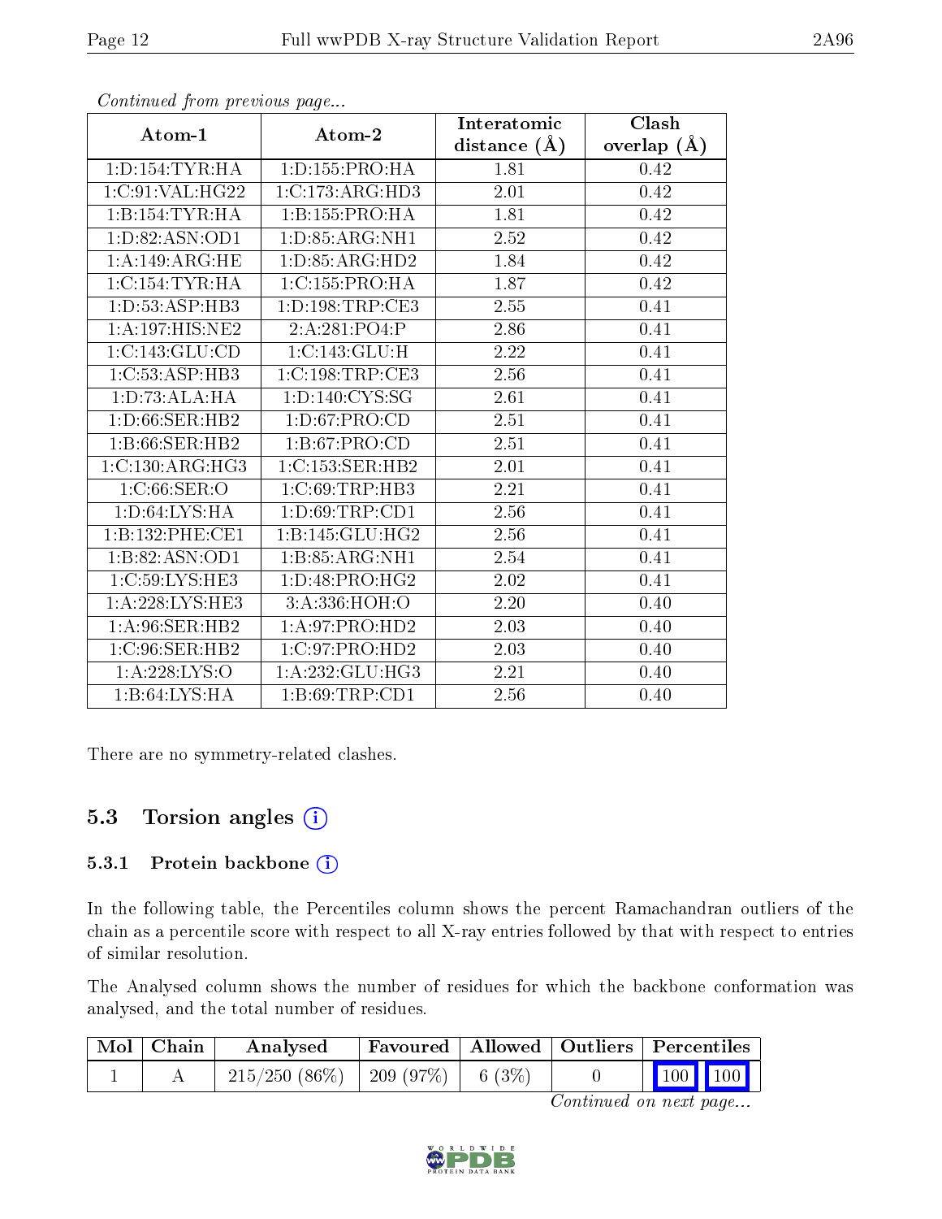*Continued from previous page...*

| Atom-1 | Atom-2 | Interatomic distance (Å) | Clash overlap (Å) |
|---|---|---|---|
| 1:D:154:TYR:HA | 1:D:155:PRO:HA | 1.81 | 0.42 |
| 1:C:91:VAL:HG22 | 1:C:173:ARG:HD3 | 2.01 | 0.42 |
| 1:B:154:TYR:HA | 1:B:155:PRO:HA | 1.81 | 0.42 |
| 1:D:82:ASN:OD1 | 1:D:85:ARG:NH1 | 2.52 | 0.42 |
| 1:A:149:ARG:HE | 1:D:85:ARG:HD2 | 1.84 | 0.42 |
| 1:C:154:TYR:HA | 1:C:155:PRO:HA | 1.87 | 0.42 |
| 1:D:53:ASP:HB3 | 1:D:198:TRP:CE3 | 2.55 | 0.41 |
| 1:A:197:HIS:NE2 | 2:A:281:PO4:P | 2.86 | 0.41 |
| 1:C:143:GLU:CD | 1:C:143:GLU:H | 2.22 | 0.41 |
| 1:C:53:ASP:HB3 | 1:C:198:TRP:CE3 | 2.56 | 0.41 |
| 1:D:73:ALA:HA | 1:D:140:CYS:SG | 2.61 | 0.41 |
| 1:D:66:SER:HB2 | 1:D:67:PRO:CD | 2.51 | 0.41 |
| 1:B:66:SER:HB2 | 1:B:67:PRO:CD | 2.51 | 0.41 |
| 1:C:130:ARG:HG3 | 1:C:153:SER:HB2 | 2.01 | 0.41 |
| 1:C:66:SER:O | 1:C:69:TRP:HB3 | 2.21 | 0.41 |
| 1:D:64:LYS:HA | 1:D:69:TRP:CD1 | 2.56 | 0.41 |
| 1:B:132:PHE:CE1 | 1:B:145:GLU:HG2 | 2.56 | 0.41 |
| 1:B:82:ASN:OD1 | 1:B:85:ARG:NH1 | 2.54 | 0.41 |
| 1:C:59:LYS:HE3 | 1:D:48:PRO:HG2 | 2.02 | 0.41 |
| 1:A:228:LYS:HE3 | 3:A:336:HOH:O | 2.20 | 0.40 |
| 1:A:96:SER:HB2 | 1:A:97:PRO:HD2 | 2.03 | 0.40 |
| 1:C:96:SER:HB2 | 1:C:97:PRO:HD2 | 2.03 | 0.40 |
| 1:A:228:LYS:O | 1:A:232:GLU:HG3 | 2.21 | 0.40 |
| 1:B:64:LYS:HA | 1:B:69:TRP:CD1 | 2.56 | 0.40 |

There are no symmetry-related clashes.

## 5.3 Torsion angles

### 5.3.1 Protein backbone

In the following table, the Percentiles column shows the percent Ramachandran outliers of the chain as a percentile score with respect to all X-ray entries followed by that with respect to entries of similar resolution.

The Analysed column shows the number of residues for which the backbone conformation was analysed, and the total number of residues.

| Mol | Chain | Analysed | Favoured | Allowed | Outliers | Percentiles | |
|---|---|---|---|---|---|---|---|
| 1 | A | 215/250 (86%) | 209 (97%) | 6 (3%) | 0 | 100 | 100 |

*Continued on next page...*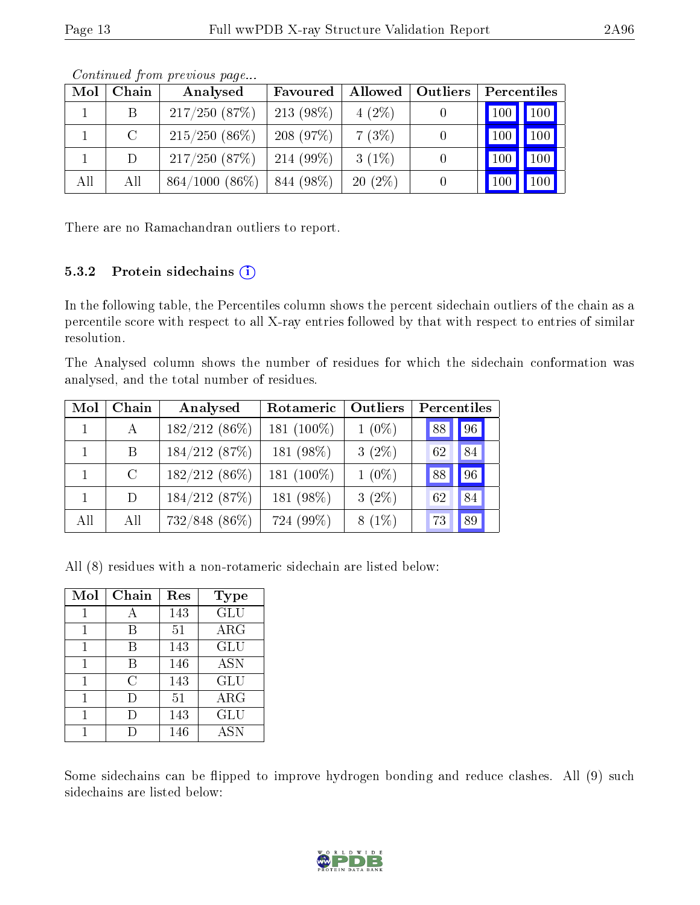*Continued from previous page...*

| Mol | Chain | Analysed | Favoured | Allowed | Outliers | Percentiles | |
|---|---|---|---|---|---|---|---|
| 1 | B | 217/250 (87%) | 213 (98%) | 4 (2%) | 0 | 100 | 100 |
| 1 | C | 215/250 (86%) | 208 (97%) | 7 (3%) | 0 | 100 | 100 |
| 1 | D | 217/250 (87%) | 214 (99%) | 3 (1%) | 0 | 100 | 100 |
| All | All | 864/1000 (86%) | 844 (98%) | 20 (2%) | 0 | 100 | 100 |

There are no Ramachandran outliers to report.

#### 5.3.2 Protein sidechains (i)

In the following table, the Percentiles column shows the percent sidechain outliers of the chain as a percentile score with respect to all X-ray entries followed by that with respect to entries of similar resolution.

The Analysed column shows the number of residues for which the sidechain conformation was analysed, and the total number of residues.

| Mol | Chain | Analysed | Rotameric | Outliers | Percentiles | |
|---|---|---|---|---|---|---|
| 1 | A | 182/212 (86%) | 181 (100%) | 1 (0%) | 88 | 96 |
| 1 | B | 184/212 (87%) | 181 (98%) | 3 (2%) | 62 | 84 |
| 1 | C | 182/212 (86%) | 181 (100%) | 1 (0%) | 88 | 96 |
| 1 | D | 184/212 (87%) | 181 (98%) | 3 (2%) | 62 | 84 |
| All | All | 732/848 (86%) | 724 (99%) | 8 (1%) | 73 | 89 |

All (8) residues with a non-rotameric sidechain are listed below:

| Mol | Chain | Res | Type |
|---|---|---|---|
| 1 | A | 143 | GLU |
| 1 | B | 51 | ARG |
| 1 | B | 143 | GLU |
| 1 | B | 146 | ASN |
| 1 | C | 143 | GLU |
| 1 | D | 51 | ARG |
| 1 | D | 143 | GLU |
| 1 | D | 146 | ASN |

Some sidechains can be flipped to improve hydrogen bonding and reduce clashes. All (9) such sidechains are listed below: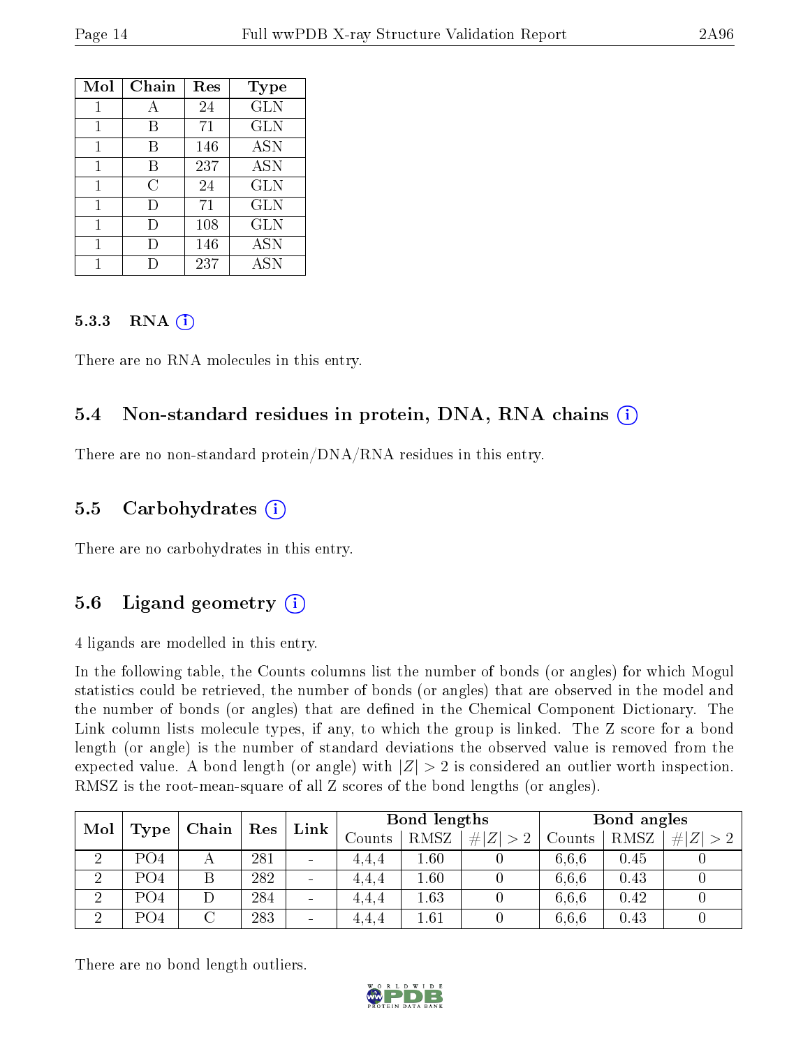| Mol | Chain | Res | Type |
|---|---|---|---|
| 1 | A | 24 | GLN |
| 1 | B | 71 | GLN |
| 1 | B | 146 | ASN |
| 1 | B | 237 | ASN |
| 1 | C | 24 | GLN |
| 1 | D | 71 | GLN |
| 1 | D | 108 | GLN |
| 1 | D | 146 | ASN |
| 1 | D | 237 | ASN |

#### 5.3.3 RNA (i)

There are no RNA molecules in this entry.

### 5.4 Non-standard residues in protein, DNA, RNA chains (i)

There are no non-standard protein/DNA/RNA residues in this entry.

### 5.5 Carbohydrates (i)

There are no carbohydrates in this entry.

### 5.6 Ligand geometry (i)

4 ligands are modelled in this entry.

In the following table, the Counts columns list the number of bonds (or angles) for which Mogul statistics could be retrieved, the number of bonds (or angles) that are observed in the model and the number of bonds (or angles) that are defined in the Chemical Component Dictionary. The Link column lists molecule types, if any, to which the group is linked. The Z score for a bond length (or angle) is the number of standard deviations the observed value is removed from the expected value. A bond length (or angle) with $|Z| > 2$ is considered an outlier worth inspection. RMSZ is the root-mean-square of all Z scores of the bond lengths (or angles).

| Mol | Type | Chain | Res | Link | Bond lengths | | | Bond angles | | |
|---|---|---|---|---|---|---|---|---|---|---|
| | | | | | Counts | RMSZ | $\#\|Z\| > 2$ | Counts | RMSZ | $\#\|Z\| > 2$ |
| 2 | PO4 | A | 281 | - | 4,4,4 | 1.60 | 0 | 6,6,6 | 0.45 | 0 |
| 2 | PO4 | B | 282 | - | 4,4,4 | 1.60 | 0 | 6,6,6 | 0.43 | 0 |
| 2 | PO4 | D | 284 | - | 4,4,4 | 1.63 | 0 | 6,6,6 | 0.42 | 0 |
| 2 | PO4 | C | 283 | - | 4,4,4 | 1.61 | 0 | 6,6,6 | 0.43 | 0 |

There are no bond length outliers.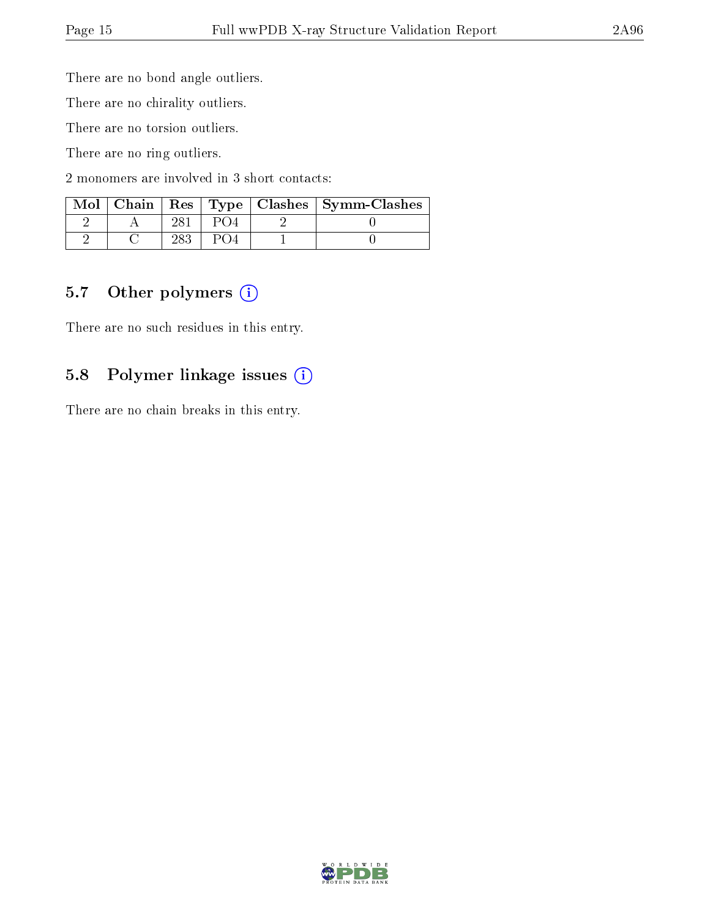There are no bond angle outliers.

There are no chirality outliers.

There are no torsion outliers.

There are no ring outliers.

2 monomers are involved in 3 short contacts:

| Mol | Chain | Res | Type | Clashes | Symm-Clashes |
|---|---|---|---|---|---|
| 2 | A | 281 | PO4 | 2 | 0 |
| 2 | C | 283 | PO4 | 1 | 0 |

## 5.7 Other polymers

There are no such residues in this entry.

## 5.8 Polymer linkage issues

There are no chain breaks in this entry.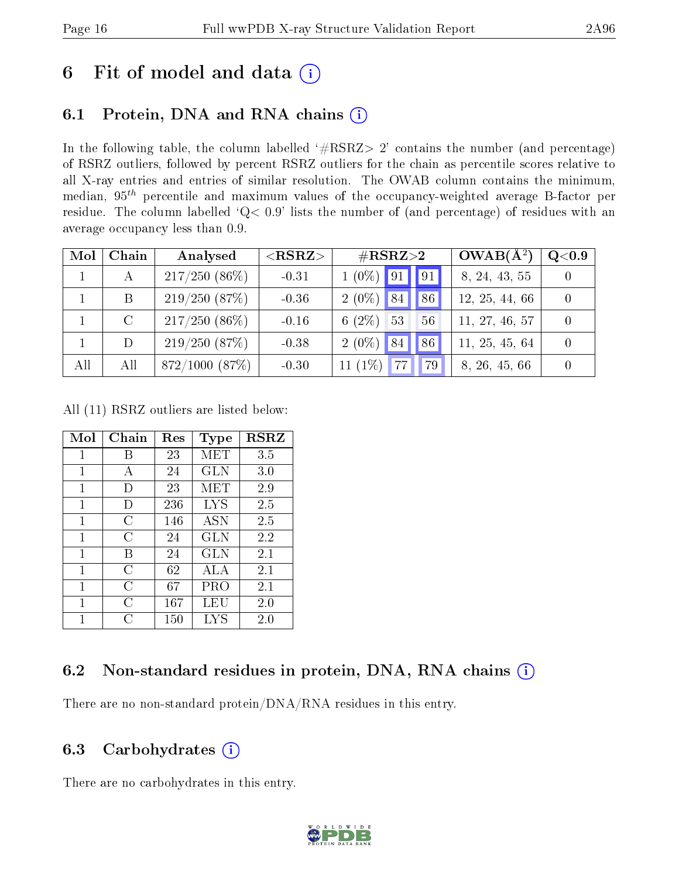# 6 Fit of model and data

## 6.1 Protein, DNA and RNA chains

In the following table, the column labelled '#RSRZ> 2' contains the number (and percentage) of RSRZ outliers, followed by percent RSRZ outliers for the chain as percentile scores relative to all X-ray entries and entries of similar resolution. The OWAB column contains the minimum, median, $95^{th}$ percentile and maximum values of the occupancy-weighted average B-factor per residue. The column labelled 'Q< 0.9' lists the number of (and percentage) of residues with an average occupancy less than 0.9.

| Mol | Chain | Analysed | <RSRZ> | #RSRZ>2 | | | OWAB(Å$^2$) | Q<0.9 |
|---|---|---|---|---|---|---|---|---|
| 1 | A | 217/250 (86%) | -0.31 | 1 (0%) | 91 | 91 | 8, 24, 43, 55 | 0 |
| 1 | B | 219/250 (87%) | -0.36 | 2 (0%) | 84 | 86 | 12, 25, 44, 66 | 0 |
| 1 | C | 217/250 (86%) | -0.16 | 6 (2%) | 53 | 56 | 11, 27, 46, 57 | 0 |
| 1 | D | 219/250 (87%) | -0.38 | 2 (0%) | 84 | 86 | 11, 25, 45, 64 | 0 |
| All | All | 872/1000 (87%) | -0.30 | 11 (1%) | 77 | 79 | 8, 26, 45, 66 | 0 |

All (11) RSRZ outliers are listed below:

| Mol | Chain | Res | Type | RSRZ |
|---|---|---|---|---|
| 1 | B | 23 | MET | 3.5 |
| 1 | A | 24 | GLN | 3.0 |
| 1 | D | 23 | MET | 2.9 |
| 1 | D | 236 | LYS | 2.5 |
| 1 | C | 146 | ASN | 2.5 |
| 1 | C | 24 | GLN | 2.2 |
| 1 | B | 24 | GLN | 2.1 |
| 1 | C | 62 | ALA | 2.1 |
| 1 | C | 67 | PRO | 2.1 |
| 1 | C | 167 | LEU | 2.0 |
| 1 | C | 150 | LYS | 2.0 |

## 6.2 Non-standard residues in protein, DNA, RNA chains

There are no non-standard protein/DNA/RNA residues in this entry.

## 6.3 Carbohydrates

There are no carbohydrates in this entry.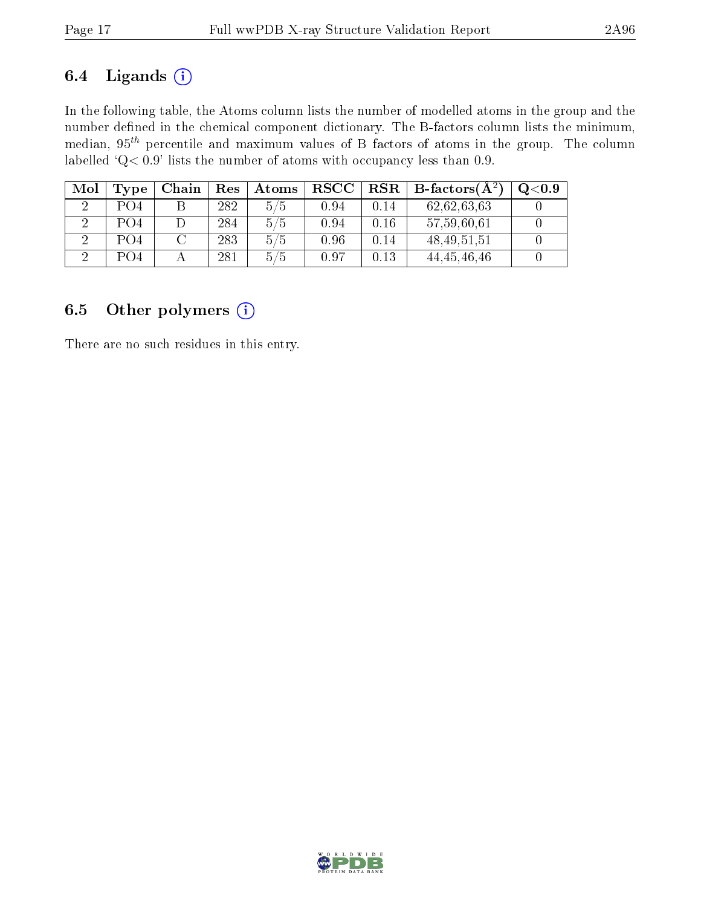## 6.4 Ligands

In the following table, the Atoms column lists the number of modelled atoms in the group and the number defined in the chemical component dictionary. The B-factors column lists the minimum, median, $95^{th}$ percentile and maximum values of B factors of atoms in the group. The column labelled 'Q< 0.9' lists the number of atoms with occupancy less than 0.9.

| Mol | Type | Chain | Res | Atoms | RSCC | RSR | B-factors(Å$^2$) | Q<0.9 |
|---|---|---|---|---|---|---|---|---|
| 2 | PO4 | B | 282 | 5/5 | 0.94 | 0.14 | 62,62,63,63 | 0 |
| 2 | PO4 | D | 284 | 5/5 | 0.94 | 0.16 | 57,59,60,61 | 0 |
| 2 | PO4 | C | 283 | 5/5 | 0.96 | 0.14 | 48,49,51,51 | 0 |
| 2 | PO4 | A | 281 | 5/5 | 0.97 | 0.13 | 44,45,46,46 | 0 |

## 6.5 Other polymers

There are no such residues in this entry.